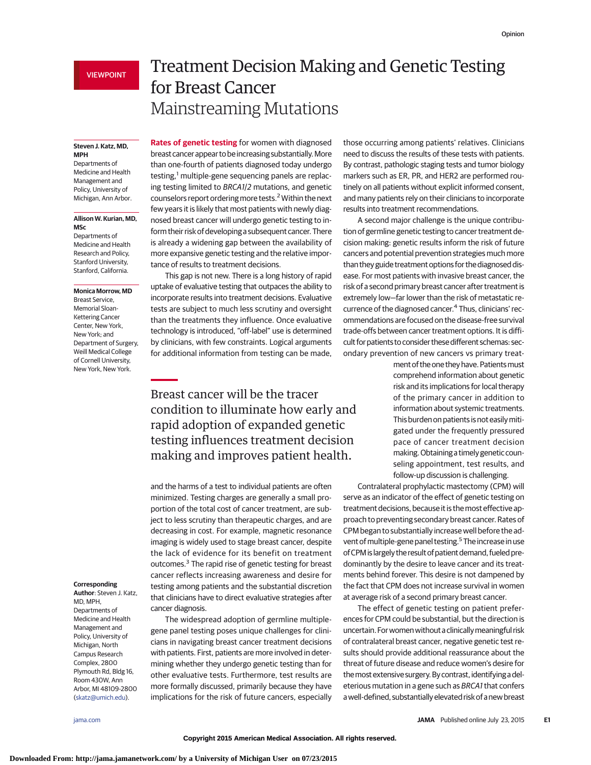VIEWPOINT

# Treatment Decision Making and Genetic Testing for Breast Cancer

## Mainstreaming Mutations

**Steven J. Katz, MD, MPH**
Departments of Medicine and Health Management and Policy, University of Michigan, Ann Arbor.

**Allison W. Kurian, MD, MSc**
Departments of Medicine and Health Research and Policy, Stanford University, Stanford, California.

**Monica Morrow, MD**
Breast Service, Memorial Sloan-Kettering Cancer Center, New York, New York; and Department of Surgery, Weill Medical College of Cornell University, New York, New York.

**Corresponding Author**: Steven J. Katz, MD, MPH, Departments of Medicine and Health Management and Policy, University of Michigan, North Campus Research Complex, 2800 Plymouth Rd, Bldg 16, Room 430W, Ann Arbor, MI 48109-2800 (skatz@umich.edu).

**Rates of genetic testing** for women with diagnosed breast cancer appear to be increasing substantially. More than one-fourth of patients diagnosed today undergo testing,[1] multiple-gene sequencing panels are replacing testing limited to *BRCA1/2* mutations, and genetic counselors report ordering more tests.[2] Within the next few years it is likely that most patients with newly diagnosed breast cancer will undergo genetic testing to inform their risk of developing a subsequent cancer. There is already a widening gap between the availability of more expansive genetic testing and the relative importance of results to treatment decisions.

This gap is not new. There is a long history of rapid uptake of evaluative testing that outpaces the ability to incorporate results into treatment decisions. Evaluative tests are subject to much less scrutiny and oversight than the treatments they influence. Once evaluative technology is introduced, "off-label" use is determined by clinicians, with few constraints. Logical arguments for additional information from testing can be made, and the harms of a test to individual patients are often minimized. Testing charges are generally a small proportion of the total cost of cancer treatment, are subject to less scrutiny than therapeutic charges, and are decreasing in cost. For example, magnetic resonance imaging is widely used to stage breast cancer, despite the lack of evidence for its benefit on treatment outcomes.[3] The rapid rise of genetic testing for breast cancer reflects increasing awareness and desire for testing among patients and the substantial discretion that clinicians have to direct evaluative strategies after cancer diagnosis.

> Breast cancer will be the tracer condition to illuminate how early and rapid adoption of expanded genetic testing influences treatment decision making and improves patient health.

The widespread adoption of germline multiple-gene panel testing poses unique challenges for clinicians in navigating breast cancer treatment decisions with patients. First, patients are more involved in determining whether they undergo genetic testing than for other evaluative tests. Furthermore, test results are more formally discussed, primarily because they have implications for the risk of future cancers, especially those occurring among patients' relatives. Clinicians need to discuss the results of these tests with patients. By contrast, pathologic staging tests and tumor biology markers such as ER, PR, and HER2 are performed routinely on all patients without explicit informed consent, and many patients rely on their clinicians to incorporate results into treatment recommendations.

A second major challenge is the unique contribution of germline genetic testing to cancer treatment decision making: genetic results inform the risk of future cancers and potential prevention strategies much more than they guide treatment options for the diagnosed disease. For most patients with invasive breast cancer, the risk of a second primary breast cancer after treatment is extremely low—far lower than the risk of metastatic recurrence of the diagnosed cancer.[4] Thus, clinicians' recommendations are focused on the disease-free survival trade-offs between cancer treatment options. It is difficult for patients to consider these different schemas: secondary prevention of new cancers vs primary treatment of the one they have. Patients must comprehend information about genetic risk and its implications for local therapy of the primary cancer in addition to information about systemic treatments. This burden on patients is not easily mitigated under the frequently pressured pace of cancer treatment decision making. Obtaining a timely genetic counseling appointment, test results, and follow-up discussion is challenging.

Contralateral prophylactic mastectomy (CPM) will serve as an indicator of the effect of genetic testing on treatment decisions, because it is the most effective approach to preventing secondary breast cancer. Rates of CPM began to substantially increase well before the advent of multiple-gene panel testing.[5] The increase in use of CPM is largely the result of patient demand, fueled predominantly by the desire to leave cancer and its treatments behind forever. This desire is not dampened by the fact that CPM does not increase survival in women at average risk of a second primary breast cancer.

The effect of genetic testing on patient preferences for CPM could be substantial, but the direction is uncertain. For women without a clinically meaningful risk of contralateral breast cancer, negative genetic test results should provide additional reassurance about the threat of future disease and reduce women's desire for the most extensive surgery. By contrast, identifying a deleterious mutation in a gene such as *BRCA1* that confers a well-defined, substantially elevated risk of a new breast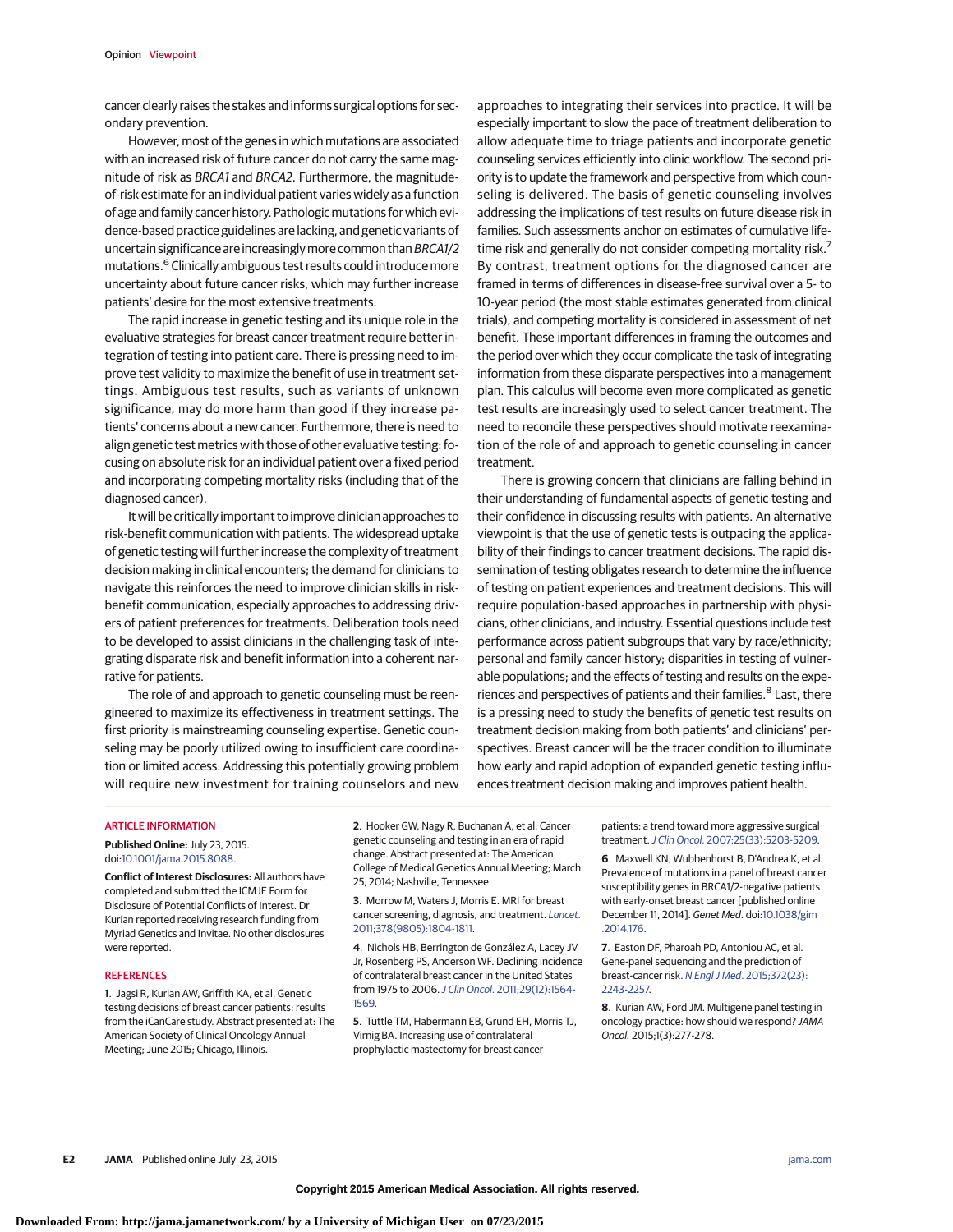cancer clearly raises the stakes and informs surgical options for secondary prevention.

However, most of the genes in which mutations are associated with an increased risk of future cancer do not carry the same magnitude of risk as *BRCA1* and *BRCA2*. Furthermore, the magnitude-of-risk estimate for an individual patient varies widely as a function of age and family cancer history. Pathologic mutations for which evidence-based practice guidelines are lacking, and genetic variants of uncertain significance are increasingly more common than *BRCA1/2* mutations.[6] Clinically ambiguous test results could introduce more uncertainty about future cancer risks, which may further increase patients' desire for the most extensive treatments.

The rapid increase in genetic testing and its unique role in the evaluative strategies for breast cancer treatment require better integration of testing into patient care. There is pressing need to improve test validity to maximize the benefit of use in treatment settings. Ambiguous test results, such as variants of unknown significance, may do more harm than good if they increase patients' concerns about a new cancer. Furthermore, there is need to align genetic test metrics with those of other evaluative testing: focusing on absolute risk for an individual patient over a fixed period and incorporating competing mortality risks (including that of the diagnosed cancer).

It will be critically important to improve clinician approaches to risk-benefit communication with patients. The widespread uptake of genetic testing will further increase the complexity of treatment decision making in clinical encounters; the demand for clinicians to navigate this reinforces the need to improve clinician skills in risk-benefit communication, especially approaches to addressing drivers of patient preferences for treatments. Deliberation tools need to be developed to assist clinicians in the challenging task of integrating disparate risk and benefit information into a coherent narrative for patients.

The role of and approach to genetic counseling must be reengineered to maximize its effectiveness in treatment settings. The first priority is mainstreaming counseling expertise. Genetic counseling may be poorly utilized owing to insufficient care coordination or limited access. Addressing this potentially growing problem will require new investment for training counselors and new approaches to integrating their services into practice. It will be especially important to slow the pace of treatment deliberation to allow adequate time to triage patients and incorporate genetic counseling services efficiently into clinic workflow. The second priority is to update the framework and perspective from which counseling is delivered. The basis of genetic counseling involves addressing the implications of test results on future disease risk in families. Such assessments anchor on estimates of cumulative lifetime risk and generally do not consider competing mortality risk.[7] By contrast, treatment options for the diagnosed cancer are framed in terms of differences in disease-free survival over a 5- to 10-year period (the most stable estimates generated from clinical trials), and competing mortality is considered in assessment of net benefit. These important differences in framing the outcomes and the period over which they occur complicate the task of integrating information from these disparate perspectives into a management plan. This calculus will become even more complicated as genetic test results are increasingly used to select cancer treatment. The need to reconcile these perspectives should motivate reexamination of the role of and approach to genetic counseling in cancer treatment.

There is growing concern that clinicians are falling behind in their understanding of fundamental aspects of genetic testing and their confidence in discussing results with patients. An alternative viewpoint is that the use of genetic tests is outpacing the applicability of their findings to cancer treatment decisions. The rapid dissemination of testing obligates research to determine the influence of testing on patient experiences and treatment decisions. This will require population-based approaches in partnership with physicians, other clinicians, and industry. Essential questions include test performance across patient subgroups that vary by race/ethnicity; personal and family cancer history; disparities in testing of vulnerable populations; and the effects of testing and results on the experiences and perspectives of patients and their families.[8] Last, there is a pressing need to study the benefits of genetic test results on treatment decision making from both patients' and clinicians' perspectives. Breast cancer will be the tracer condition to illuminate how early and rapid adoption of expanded genetic testing influences treatment decision making and improves patient health.

### ARTICLE INFORMATION

**Published Online:** July 23, 2015. doi:10.1001/jama.2015.8088.

**Conflict of Interest Disclosures:** All authors have completed and submitted the ICMJE Form for Disclosure of Potential Conflicts of Interest. Dr Kurian reported receiving research funding from Myriad Genetics and Invitae. No other disclosures were reported.

### REFERENCES

1. Jagsi R, Kurian AW, Griffith KA, et al. Genetic testing decisions of breast cancer patients: results from the iCanCare study. Abstract presented at: The American Society of Clinical Oncology Annual Meeting; June 2015; Chicago, Illinois.

2. Hooker GW, Nagy R, Buchanan A, et al. Cancer genetic counseling and testing in an era of rapid change. Abstract presented at: The American College of Medical Genetics Annual Meeting; March 25, 2014; Nashville, Tennessee.

3. Morrow M, Waters J, Morris E. MRI for breast cancer screening, diagnosis, and treatment. *Lancet*. 2011;378(9805):1804-1811.

4. Nichols HB, Berrington de González A, Lacey JV Jr, Rosenberg PS, Anderson WF. Declining incidence of contralateral breast cancer in the United States from 1975 to 2006. *J Clin Oncol*. 2011;29(12):1564-1569.

5. Tuttle TM, Habermann EB, Grund EH, Morris TJ, Virnig BA. Increasing use of contralateral prophylactic mastectomy for breast cancer patients: a trend toward more aggressive surgical treatment. *J Clin Oncol*. 2007;25(33):5203-5209.

6. Maxwell KN, Wubbenhorst B, D'Andrea K, et al. Prevalence of mutations in a panel of breast cancer susceptibility genes in BRCA1/2-negative patients with early-onset breast cancer [published online December 11, 2014]. *Genet Med*. doi:10.1038/gim.2014.176.

7. Easton DF, Pharoah PD, Antoniou AC, et al. Gene-panel sequencing and the prediction of breast-cancer risk. *N Engl J Med*. 2015;372(23):2243-2257.

8. Kurian AW, Ford JM. Multigene panel testing in oncology practice: how should we respond? *JAMA Oncol*. 2015;1(3):277-278.